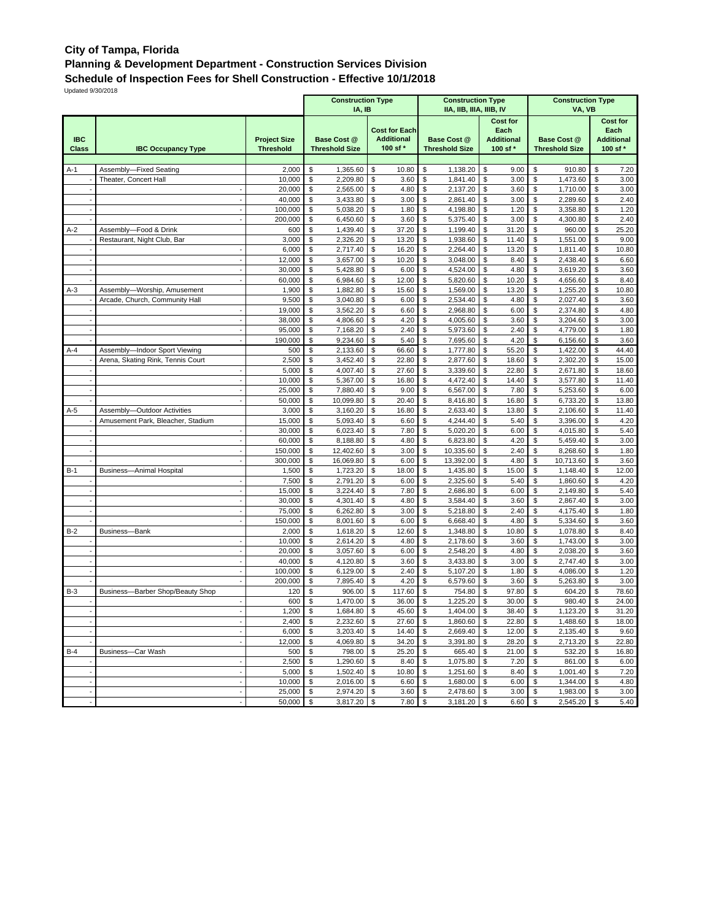## City of Tampa, Florida
## Planning & Development Department - Construction Services Division
## Schedule of Inspection Fees for Shell Construction - Effective 10/1/2018

Updated 9/30/2018

| IBC Class | IBC Occupancy Type | Project Size Threshold | Construction Type IA, IB | | Construction Type IIA, IIB, IIIA, IIIB, IV | | Construction Type VA, VB | |
|---|---|---|---|---|---|---|---|---|
| | | | Base Cost @ Threshold Size | Cost for Each Additional 100 sf * | Base Cost @ Threshold Size | Cost for Each Additional 100 sf * | Base Cost @ Threshold Size | Cost for Each Additional 100 sf * |
| A-1 | Assembly—Fixed Seating | 2,000 | $ 1,365.60 | $ 10.80 | $ 1,138.20 | $ 9.00 | $ 910.80 | $ 7.20 |
| - | Theater, Concert Hall | 10,000 | $ 2,209.80 | $ 3.60 | $ 1,841.40 | $ 3.00 | $ 1,473.60 | $ 3.00 |
| - | - | 20,000 | $ 2,565.00 | $ 4.80 | $ 2,137.20 | $ 3.60 | $ 1,710.00 | $ 3.00 |
| - | - | 40,000 | $ 3,433.80 | $ 3.00 | $ 2,861.40 | $ 3.00 | $ 2,289.60 | $ 2.40 |
| - | - | 100,000 | $ 5,038.20 | $ 1.80 | $ 4,198.80 | $ 1.20 | $ 3,358.80 | $ 1.20 |
| - | - | 200,000 | $ 6,450.60 | $ 3.60 | $ 5,375.40 | $ 3.00 | $ 4,300.80 | $ 2.40 |
| A-2 | Assembly—Food & Drink | 600 | $ 1,439.40 | $ 37.20 | $ 1,199.40 | $ 31.20 | $ 960.00 | $ 25.20 |
| - | Restaurant, Night Club, Bar | 3,000 | $ 2,326.20 | $ 13.20 | $ 1,938.60 | $ 11.40 | $ 1,551.00 | $ 9.00 |
| - | - | 6,000 | $ 2,717.40 | $ 16.20 | $ 2,264.40 | $ 13.20 | $ 1,811.40 | $ 10.80 |
| - | - | 12,000 | $ 3,657.00 | $ 10.20 | $ 3,048.00 | $ 8.40 | $ 2,438.40 | $ 6.60 |
| - | - | 30,000 | $ 5,428.80 | $ 6.00 | $ 4,524.00 | $ 4.80 | $ 3,619.20 | $ 3.60 |
| - | - | 60,000 | $ 6,984.60 | $ 12.00 | $ 5,820.60 | $ 10.20 | $ 4,656.60 | $ 8.40 |
| A-3 | Assembly—Worship, Amusement | 1,900 | $ 1,882.80 | $ 15.60 | $ 1,569.00 | $ 13.20 | $ 1,255.20 | $ 10.80 |
| - | Arcade, Church, Community Hall | 9,500 | $ 3,040.80 | $ 6.00 | $ 2,534.40 | $ 4.80 | $ 2,027.40 | $ 3.60 |
| - | - | 19,000 | $ 3,562.20 | $ 6.60 | $ 2,968.80 | $ 6.00 | $ 2,374.80 | $ 4.80 |
| - | - | 38,000 | $ 4,806.60 | $ 4.20 | $ 4,005.60 | $ 3.60 | $ 3,204.60 | $ 3.00 |
| - | - | 95,000 | $ 7,168.20 | $ 2.40 | $ 5,973.60 | $ 2.40 | $ 4,779.00 | $ 1.80 |
| - | - | 190,000 | $ 9,234.60 | $ 5.40 | $ 7,695.60 | $ 4.20 | $ 6,156.60 | $ 3.60 |
| A-4 | Assembly—Indoor Sport Viewing | 500 | $ 2,133.60 | $ 66.60 | $ 1,777.80 | $ 55.20 | $ 1,422.00 | $ 44.40 |
| - | Arena, Skating Rink, Tennis Court | 2,500 | $ 3,452.40 | $ 22.80 | $ 2,877.60 | $ 18.60 | $ 2,302.20 | $ 15.00 |
| - | - | 5,000 | $ 4,007.40 | $ 27.60 | $ 3,339.60 | $ 22.80 | $ 2,671.80 | $ 18.60 |
| - | - | 10,000 | $ 5,367.00 | $ 16.80 | $ 4,472.40 | $ 14.40 | $ 3,577.80 | $ 11.40 |
| - | - | 25,000 | $ 7,880.40 | $ 9.00 | $ 6,567.00 | $ 7.80 | $ 5,253.60 | $ 6.00 |
| - | - | 50,000 | $ 10,099.80 | $ 20.40 | $ 8,416.80 | $ 16.80 | $ 6,733.20 | $ 13.80 |
| A-5 | Assembly—Outdoor Activities | 3,000 | $ 3,160.20 | $ 16.80 | $ 2,633.40 | $ 13.80 | $ 2,106.60 | $ 11.40 |
| - | Amusement Park, Bleacher, Stadium | 15,000 | $ 5,093.40 | $ 6.60 | $ 4,244.40 | $ 5.40 | $ 3,396.00 | $ 4.20 |
| - | - | 30,000 | $ 6,023.40 | $ 7.80 | $ 5,020.20 | $ 6.00 | $ 4,015.80 | $ 5.40 |
| - | - | 60,000 | $ 8,188.80 | $ 4.80 | $ 6,823.80 | $ 4.20 | $ 5,459.40 | $ 3.00 |
| - | - | 150,000 | $ 12,402.60 | $ 3.00 | $ 10,335.60 | $ 2.40 | $ 8,268.60 | $ 1.80 |
| - | - | 300,000 | $ 16,069.80 | $ 6.00 | $ 13,392.00 | $ 4.80 | $ 10,713.60 | $ 3.60 |
| B-1 | Business—Animal Hospital | 1,500 | $ 1,723.20 | $ 18.00 | $ 1,435.80 | $ 15.00 | $ 1,148.40 | $ 12.00 |
| - | - | 7,500 | $ 2,791.20 | $ 6.00 | $ 2,325.60 | $ 5.40 | $ 1,860.60 | $ 4.20 |
| - | - | 15,000 | $ 3,224.40 | $ 7.80 | $ 2,686.80 | $ 6.00 | $ 2,149.80 | $ 5.40 |
| - | - | 30,000 | $ 4,301.40 | $ 4.80 | $ 3,584.40 | $ 3.60 | $ 2,867.40 | $ 3.00 |
| - | - | 75,000 | $ 6,262.80 | $ 3.00 | $ 5,218.80 | $ 2.40 | $ 4,175.40 | $ 1.80 |
| - | - | 150,000 | $ 8,001.60 | $ 6.00 | $ 6,668.40 | $ 4.80 | $ 5,334.60 | $ 3.60 |
| B-2 | Business—Bank | 2,000 | $ 1,618.20 | $ 12.60 | $ 1,348.80 | $ 10.80 | $ 1,078.80 | $ 8.40 |
| - | - | 10,000 | $ 2,614.20 | $ 4.80 | $ 2,178.60 | $ 3.60 | $ 1,743.00 | $ 3.00 |
| - | - | 20,000 | $ 3,057.60 | $ 6.00 | $ 2,548.20 | $ 4.80 | $ 2,038.20 | $ 3.60 |
| - | - | 40,000 | $ 4,120.80 | $ 3.60 | $ 3,433.80 | $ 3.00 | $ 2,747.40 | $ 3.00 |
| - | - | 100,000 | $ 6,129.00 | $ 2.40 | $ 5,107.20 | $ 1.80 | $ 4,086.00 | $ 1.20 |
| - | - | 200,000 | $ 7,895.40 | $ 4.20 | $ 6,579.60 | $ 3.60 | $ 5,263.80 | $ 3.00 |
| B-3 | Business—Barber Shop/Beauty Shop | 120 | $ 906.00 | $ 117.60 | $ 754.80 | $ 97.80 | $ 604.20 | $ 78.60 |
| - | - | 600 | $ 1,470.00 | $ 36.00 | $ 1,225.20 | $ 30.00 | $ 980.40 | $ 24.00 |
| - | - | 1,200 | $ 1,684.80 | $ 45.60 | $ 1,404.00 | $ 38.40 | $ 1,123.20 | $ 31.20 |
| - | - | 2,400 | $ 2,232.60 | $ 27.60 | $ 1,860.60 | $ 22.80 | $ 1,488.60 | $ 18.00 |
| - | - | 6,000 | $ 3,203.40 | $ 14.40 | $ 2,669.40 | $ 12.00 | $ 2,135.40 | $ 9.60 |
| - | - | 12,000 | $ 4,069.80 | $ 34.20 | $ 3,391.80 | $ 28.20 | $ 2,713.20 | $ 22.80 |
| B-4 | Business—Car Wash | 500 | $ 798.00 | $ 25.20 | $ 665.40 | $ 21.00 | $ 532.20 | $ 16.80 |
| - | - | 2,500 | $ 1,290.60 | $ 8.40 | $ 1,075.80 | $ 7.20 | $ 861.00 | $ 6.00 |
| - | - | 5,000 | $ 1,502.40 | $ 10.80 | $ 1,251.60 | $ 8.40 | $ 1,001.40 | $ 7.20 |
| - | - | 10,000 | $ 2,016.00 | $ 6.60 | $ 1,680.00 | $ 6.00 | $ 1,344.00 | $ 4.80 |
| - | - | 25,000 | $ 2,974.20 | $ 3.60 | $ 2,478.60 | $ 3.00 | $ 1,983.00 | $ 3.00 |
| - | - | 50,000 | $ 3,817.20 | $ 7.80 | $ 3,181.20 | $ 6.60 | $ 2,545.20 | $ 5.40 |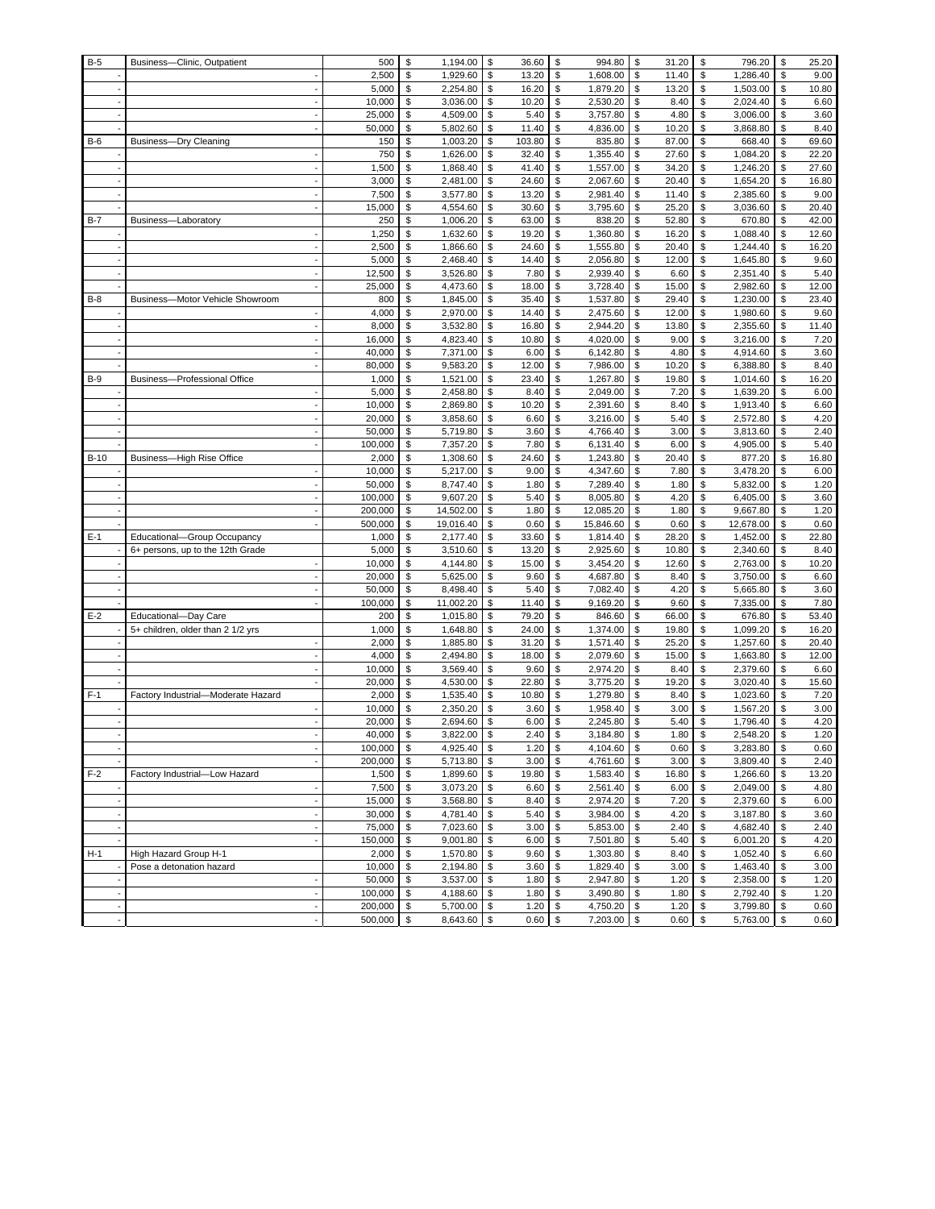| | | | | | | | | | | | | | | |
|---|---|---|---|---|---|---|---|---|---|---|---|---|---|---|
| B-5 | Business—Clinic, Outpatient | 500 | $ | 1,194.00 | $ | 36.60 | $ | 994.80 | $ | 31.20 | $ | 796.20 | $ | 25.20 |
| - | - | 2,500 | $ | 1,929.60 | $ | 13.20 | $ | 1,608.00 | $ | 11.40 | $ | 1,286.40 | $ | 9.00 |
| - | - | 5,000 | $ | 2,254.80 | $ | 16.20 | $ | 1,879.20 | $ | 13.20 | $ | 1,503.00 | $ | 10.80 |
| - | - | 10,000 | $ | 3,036.00 | $ | 10.20 | $ | 2,530.20 | $ | 8.40 | $ | 2,024.40 | $ | 6.60 |
| - | - | 25,000 | $ | 4,509.00 | $ | 5.40 | $ | 3,757.80 | $ | 4.80 | $ | 3,006.00 | $ | 3.60 |
| - | - | 50,000 | $ | 5,802.60 | $ | 11.40 | $ | 4,836.00 | $ | 10.20 | $ | 3,868.80 | $ | 8.40 |
| B-6 | Business—Dry Cleaning | 150 | $ | 1,003.20 | $ | 103.80 | $ | 835.80 | $ | 87.00 | $ | 668.40 | $ | 69.60 |
| - | - | 750 | $ | 1,626.00 | $ | 32.40 | $ | 1,355.40 | $ | 27.60 | $ | 1,084.20 | $ | 22.20 |
| - | - | 1,500 | $ | 1,868.40 | $ | 41.40 | $ | 1,557.00 | $ | 34.20 | $ | 1,246.20 | $ | 27.60 |
| - | - | 3,000 | $ | 2,481.00 | $ | 24.60 | $ | 2,067.60 | $ | 20.40 | $ | 1,654.20 | $ | 16.80 |
| - | - | 7,500 | $ | 3,577.80 | $ | 13.20 | $ | 2,981.40 | $ | 11.40 | $ | 2,385.60 | $ | 9.00 |
| - | - | 15,000 | $ | 4,554.60 | $ | 30.60 | $ | 3,795.60 | $ | 25.20 | $ | 3,036.60 | $ | 20.40 |
| B-7 | Business—Laboratory | 250 | $ | 1,006.20 | $ | 63.00 | $ | 838.20 | $ | 52.80 | $ | 670.80 | $ | 42.00 |
| - | - | 1,250 | $ | 1,632.60 | $ | 19.20 | $ | 1,360.80 | $ | 16.20 | $ | 1,088.40 | $ | 12.60 |
| - | - | 2,500 | $ | 1,866.60 | $ | 24.60 | $ | 1,555.80 | $ | 20.40 | $ | 1,244.40 | $ | 16.20 |
| - | - | 5,000 | $ | 2,468.40 | $ | 14.40 | $ | 2,056.80 | $ | 12.00 | $ | 1,645.80 | $ | 9.60 |
| - | - | 12,500 | $ | 3,526.80 | $ | 7.80 | $ | 2,939.40 | $ | 6.60 | $ | 2,351.40 | $ | 5.40 |
| - | - | 25,000 | $ | 4,473.60 | $ | 18.00 | $ | 3,728.40 | $ | 15.00 | $ | 2,982.60 | $ | 12.00 |
| B-8 | Business—Motor Vehicle Showroom | 800 | $ | 1,845.00 | $ | 35.40 | $ | 1,537.80 | $ | 29.40 | $ | 1,230.00 | $ | 23.40 |
| - | - | 4,000 | $ | 2,970.00 | $ | 14.40 | $ | 2,475.60 | $ | 12.00 | $ | 1,980.60 | $ | 9.60 |
| - | - | 8,000 | $ | 3,532.80 | $ | 16.80 | $ | 2,944.20 | $ | 13.80 | $ | 2,355.60 | $ | 11.40 |
| - | - | 16,000 | $ | 4,823.40 | $ | 10.80 | $ | 4,020.00 | $ | 9.00 | $ | 3,216.00 | $ | 7.20 |
| - | - | 40,000 | $ | 7,371.00 | $ | 6.00 | $ | 6,142.80 | $ | 4.80 | $ | 4,914.60 | $ | 3.60 |
| - | - | 80,000 | $ | 9,583.20 | $ | 12.00 | $ | 7,986.00 | $ | 10.20 | $ | 6,388.80 | $ | 8.40 |
| B-9 | Business—Professional Office | 1,000 | $ | 1,521.00 | $ | 23.40 | $ | 1,267.80 | $ | 19.80 | $ | 1,014.60 | $ | 16.20 |
| - | - | 5,000 | $ | 2,458.80 | $ | 8.40 | $ | 2,049.00 | $ | 7.20 | $ | 1,639.20 | $ | 6.00 |
| - | - | 10,000 | $ | 2,869.80 | $ | 10.20 | $ | 2,391.60 | $ | 8.40 | $ | 1,913.40 | $ | 6.60 |
| - | - | 20,000 | $ | 3,858.60 | $ | 6.60 | $ | 3,216.00 | $ | 5.40 | $ | 2,572.80 | $ | 4.20 |
| - | - | 50,000 | $ | 5,719.80 | $ | 3.60 | $ | 4,766.40 | $ | 3.00 | $ | 3,813.60 | $ | 2.40 |
| - | - | 100,000 | $ | 7,357.20 | $ | 7.80 | $ | 6,131.40 | $ | 6.00 | $ | 4,905.00 | $ | 5.40 |
| B-10 | Business—High Rise Office | 2,000 | $ | 1,308.60 | $ | 24.60 | $ | 1,243.80 | $ | 20.40 | $ | 877.20 | $ | 16.80 |
| - | - | 10,000 | $ | 5,217.00 | $ | 9.00 | $ | 4,347.60 | $ | 7.80 | $ | 3,478.20 | $ | 6.00 |
| - | - | 50,000 | $ | 8,747.40 | $ | 1.80 | $ | 7,289.40 | $ | 1.80 | $ | 5,832.00 | $ | 1.20 |
| - | - | 100,000 | $ | 9,607.20 | $ | 5.40 | $ | 8,005.80 | $ | 4.20 | $ | 6,405.00 | $ | 3.60 |
| - | - | 200,000 | $ | 14,502.00 | $ | 1.80 | $ | 12,085.20 | $ | 1.80 | $ | 9,667.80 | $ | 1.20 |
| - | - | 500,000 | $ | 19,016.40 | $ | 0.60 | $ | 15,846.60 | $ | 0.60 | $ | 12,678.00 | $ | 0.60 |
| E-1 | Educational—Group Occupancy | 1,000 | $ | 2,177.40 | $ | 33.60 | $ | 1,814.40 | $ | 28.20 | $ | 1,452.00 | $ | 22.80 |
| - | 6+ persons, up to the 12th Grade | 5,000 | $ | 3,510.60 | $ | 13.20 | $ | 2,925.60 | $ | 10.80 | $ | 2,340.60 | $ | 8.40 |
| - | - | 10,000 | $ | 4,144.80 | $ | 15.00 | $ | 3,454.20 | $ | 12.60 | $ | 2,763.00 | $ | 10.20 |
| - | - | 20,000 | $ | 5,625.00 | $ | 9.60 | $ | 4,687.80 | $ | 8.40 | $ | 3,750.00 | $ | 6.60 |
| - | - | 50,000 | $ | 8,498.40 | $ | 5.40 | $ | 7,082.40 | $ | 4.20 | $ | 5,665.80 | $ | 3.60 |
| - | - | 100,000 | $ | 11,002.20 | $ | 11.40 | $ | 9,169.20 | $ | 9.60 | $ | 7,335.00 | $ | 7.80 |
| E-2 | Educational—Day Care | 200 | $ | 1,015.80 | $ | 79.20 | $ | 846.60 | $ | 66.00 | $ | 676.80 | $ | 53.40 |
| - | 5+ children, older than 2 1/2 yrs | 1,000 | $ | 1,648.80 | $ | 24.00 | $ | 1,374.00 | $ | 19.80 | $ | 1,099.20 | $ | 16.20 |
| - | - | 2,000 | $ | 1,885.80 | $ | 31.20 | $ | 1,571.40 | $ | 25.20 | $ | 1,257.60 | $ | 20.40 |
| - | - | 4,000 | $ | 2,494.80 | $ | 18.00 | $ | 2,079.60 | $ | 15.00 | $ | 1,663.80 | $ | 12.00 |
| - | - | 10,000 | $ | 3,569.40 | $ | 9.60 | $ | 2,974.20 | $ | 8.40 | $ | 2,379.60 | $ | 6.60 |
| - | - | 20,000 | $ | 4,530.00 | $ | 22.80 | $ | 3,775.20 | $ | 19.20 | $ | 3,020.40 | $ | 15.60 |
| F-1 | Factory Industrial—Moderate Hazard | 2,000 | $ | 1,535.40 | $ | 10.80 | $ | 1,279.80 | $ | 8.40 | $ | 1,023.60 | $ | 7.20 |
| - | - | 10,000 | $ | 2,350.20 | $ | 3.60 | $ | 1,958.40 | $ | 3.00 | $ | 1,567.20 | $ | 3.00 |
| - | - | 20,000 | $ | 2,694.60 | $ | 6.00 | $ | 2,245.80 | $ | 5.40 | $ | 1,796.40 | $ | 4.20 |
| - | - | 40,000 | $ | 3,822.00 | $ | 2.40 | $ | 3,184.80 | $ | 1.80 | $ | 2,548.20 | $ | 1.20 |
| - | - | 100,000 | $ | 4,925.40 | $ | 1.20 | $ | 4,104.60 | $ | 0.60 | $ | 3,283.80 | $ | 0.60 |
| - | - | 200,000 | $ | 5,713.80 | $ | 3.00 | $ | 4,761.60 | $ | 3.00 | $ | 3,809.40 | $ | 2.40 |
| F-2 | Factory Industrial—Low Hazard | 1,500 | $ | 1,899.60 | $ | 19.80 | $ | 1,583.40 | $ | 16.80 | $ | 1,266.60 | $ | 13.20 |
| - | - | 7,500 | $ | 3,073.20 | $ | 6.60 | $ | 2,561.40 | $ | 6.00 | $ | 2,049.00 | $ | 4.80 |
| - | - | 15,000 | $ | 3,568.80 | $ | 8.40 | $ | 2,974.20 | $ | 7.20 | $ | 2,379.60 | $ | 6.00 |
| - | - | 30,000 | $ | 4,781.40 | $ | 5.40 | $ | 3,984.00 | $ | 4.20 | $ | 3,187.80 | $ | 3.60 |
| - | - | 75,000 | $ | 7,023.60 | $ | 3.00 | $ | 5,853.00 | $ | 2.40 | $ | 4,682.40 | $ | 2.40 |
| - | - | 150,000 | $ | 9,001.80 | $ | 6.00 | $ | 7,501.80 | $ | 5.40 | $ | 6,001.20 | $ | 4.20 |
| H-1 | High Hazard Group H-1 | 2,000 | $ | 1,570.80 | $ | 9.60 | $ | 1,303.80 | $ | 8.40 | $ | 1,052.40 | $ | 6.60 |
| - | Pose a detonation hazard | 10,000 | $ | 2,194.80 | $ | 3.60 | $ | 1,829.40 | $ | 3.00 | $ | 1,463.40 | $ | 3.00 |
| - | - | 50,000 | $ | 3,537.00 | $ | 1.80 | $ | 2,947.80 | $ | 1.20 | $ | 2,358.00 | $ | 1.20 |
| - | - | 100,000 | $ | 4,188.60 | $ | 1.80 | $ | 3,490.80 | $ | 1.80 | $ | 2,792.40 | $ | 1.20 |
| - | - | 200,000 | $ | 5,700.00 | $ | 1.20 | $ | 4,750.20 | $ | 1.20 | $ | 3,799.80 | $ | 0.60 |
| - | - | 500,000 | $ | 8,643.60 | $ | 0.60 | $ | 7,203.00 | $ | 0.60 | $ | 5,763.00 | $ | 0.60 |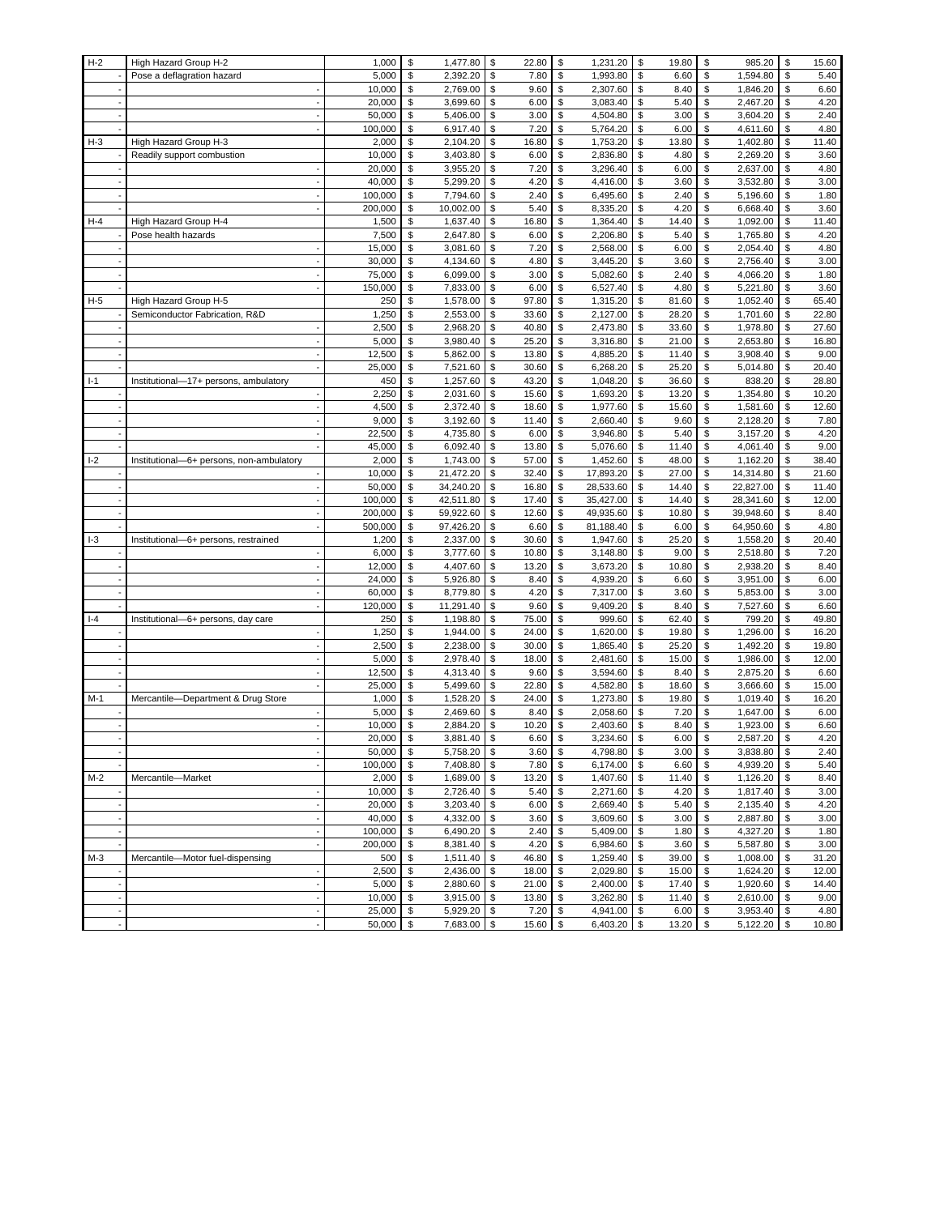| H-2 | High Hazard Group H-2 | 1,000 | $ | 1,477.80 | $ | 22.80 | $ | 1,231.20 | $ | 19.80 | $ | 985.20 | $ | 15.60 |
|---|---|---|---|---|---|---|---|---|---|---|---|---|---|---|
| - | Pose a deflagration hazard | 5,000 | $ | 2,392.20 | $ | 7.80 | $ | 1,993.80 | $ | 6.60 | $ | 1,594.80 | $ | 5.40 |
| - | - | 10,000 | $ | 2,769.00 | $ | 9.60 | $ | 2,307.60 | $ | 8.40 | $ | 1,846.20 | $ | 6.60 |
| - | - | 20,000 | $ | 3,699.60 | $ | 6.00 | $ | 3,083.40 | $ | 5.40 | $ | 2,467.20 | $ | 4.20 |
| - | - | 50,000 | $ | 5,406.00 | $ | 3.00 | $ | 4,504.80 | $ | 3.00 | $ | 3,604.20 | $ | 2.40 |
| - | - | 100,000 | $ | 6,917.40 | $ | 7.20 | $ | 5,764.20 | $ | 6.00 | $ | 4,611.60 | $ | 4.80 |
| H-3 | High Hazard Group H-3 | 2,000 | $ | 2,104.20 | $ | 16.80 | $ | 1,753.20 | $ | 13.80 | $ | 1,402.80 | $ | 11.40 |
| - | Readily support combustion | 10,000 | $ | 3,403.80 | $ | 6.00 | $ | 2,836.80 | $ | 4.80 | $ | 2,269.20 | $ | 3.60 |
| - | - | 20,000 | $ | 3,955.20 | $ | 7.20 | $ | 3,296.40 | $ | 6.00 | $ | 2,637.00 | $ | 4.80 |
| - | - | 40,000 | $ | 5,299.20 | $ | 4.20 | $ | 4,416.00 | $ | 3.60 | $ | 3,532.80 | $ | 3.00 |
| - | - | 100,000 | $ | 7,794.60 | $ | 2.40 | $ | 6,495.60 | $ | 2.40 | $ | 5,196.60 | $ | 1.80 |
| - | - | 200,000 | $ | 10,002.00 | $ | 5.40 | $ | 8,335.20 | $ | 4.20 | $ | 6,668.40 | $ | 3.60 |
| H-4 | High Hazard Group H-4 | 1,500 | $ | 1,637.40 | $ | 16.80 | $ | 1,364.40 | $ | 14.40 | $ | 1,092.00 | $ | 11.40 |
| - | Pose health hazards | 7,500 | $ | 2,647.80 | $ | 6.00 | $ | 2,206.80 | $ | 5.40 | $ | 1,765.80 | $ | 4.20 |
| - | - | 15,000 | $ | 3,081.60 | $ | 7.20 | $ | 2,568.00 | $ | 6.00 | $ | 2,054.40 | $ | 4.80 |
| - | - | 30,000 | $ | 4,134.60 | $ | 4.80 | $ | 3,445.20 | $ | 3.60 | $ | 2,756.40 | $ | 3.00 |
| - | - | 75,000 | $ | 6,099.00 | $ | 3.00 | $ | 5,082.60 | $ | 2.40 | $ | 4,066.20 | $ | 1.80 |
| - | - | 150,000 | $ | 7,833.00 | $ | 6.00 | $ | 6,527.40 | $ | 4.80 | $ | 5,221.80 | $ | 3.60 |
| H-5 | High Hazard Group H-5 | 250 | $ | 1,578.00 | $ | 97.80 | $ | 1,315.20 | $ | 81.60 | $ | 1,052.40 | $ | 65.40 |
| - | Semiconductor Fabrication, R&D | 1,250 | $ | 2,553.00 | $ | 33.60 | $ | 2,127.00 | $ | 28.20 | $ | 1,701.60 | $ | 22.80 |
| - | - | 2,500 | $ | 2,968.20 | $ | 40.80 | $ | 2,473.80 | $ | 33.60 | $ | 1,978.80 | $ | 27.60 |
| - | - | 5,000 | $ | 3,980.40 | $ | 25.20 | $ | 3,316.80 | $ | 21.00 | $ | 2,653.80 | $ | 16.80 |
| - | - | 12,500 | $ | 5,862.00 | $ | 13.80 | $ | 4,885.20 | $ | 11.40 | $ | 3,908.40 | $ | 9.00 |
| - | - | 25,000 | $ | 7,521.60 | $ | 30.60 | $ | 6,268.20 | $ | 25.20 | $ | 5,014.80 | $ | 20.40 |
| I-1 | Institutional—17+ persons, ambulatory | 450 | $ | 1,257.60 | $ | 43.20 | $ | 1,048.20 | $ | 36.60 | $ | 838.20 | $ | 28.80 |
| - | - | 2,250 | $ | 2,031.60 | $ | 15.60 | $ | 1,693.20 | $ | 13.20 | $ | 1,354.80 | $ | 10.20 |
| - | - | 4,500 | $ | 2,372.40 | $ | 18.60 | $ | 1,977.60 | $ | 15.60 | $ | 1,581.60 | $ | 12.60 |
| - | - | 9,000 | $ | 3,192.60 | $ | 11.40 | $ | 2,660.40 | $ | 9.60 | $ | 2,128.20 | $ | 7.80 |
| - | - | 22,500 | $ | 4,735.80 | $ | 6.00 | $ | 3,946.80 | $ | 5.40 | $ | 3,157.20 | $ | 4.20 |
| - | - | 45,000 | $ | 6,092.40 | $ | 13.80 | $ | 5,076.60 | $ | 11.40 | $ | 4,061.40 | $ | 9.00 |
| I-2 | Institutional—6+ persons, non-ambulatory | 2,000 | $ | 1,743.00 | $ | 57.00 | $ | 1,452.60 | $ | 48.00 | $ | 1,162.20 | $ | 38.40 |
| - | - | 10,000 | $ | 21,472.20 | $ | 32.40 | $ | 17,893.20 | $ | 27.00 | $ | 14,314.80 | $ | 21.60 |
| - | - | 50,000 | $ | 34,240.20 | $ | 16.80 | $ | 28,533.60 | $ | 14.40 | $ | 22,827.00 | $ | 11.40 |
| - | - | 100,000 | $ | 42,511.80 | $ | 17.40 | $ | 35,427.00 | $ | 14.40 | $ | 28,341.60 | $ | 12.00 |
| - | - | 200,000 | $ | 59,922.60 | $ | 12.60 | $ | 49,935.60 | $ | 10.80 | $ | 39,948.60 | $ | 8.40 |
| - | - | 500,000 | $ | 97,426.20 | $ | 6.60 | $ | 81,188.40 | $ | 6.00 | $ | 64,950.60 | $ | 4.80 |
| I-3 | Institutional—6+ persons, restrained | 1,200 | $ | 2,337.00 | $ | 30.60 | $ | 1,947.60 | $ | 25.20 | $ | 1,558.20 | $ | 20.40 |
| - | - | 6,000 | $ | 3,777.60 | $ | 10.80 | $ | 3,148.80 | $ | 9.00 | $ | 2,518.80 | $ | 7.20 |
| - | - | 12,000 | $ | 4,407.60 | $ | 13.20 | $ | 3,673.20 | $ | 10.80 | $ | 2,938.20 | $ | 8.40 |
| - | - | 24,000 | $ | 5,926.80 | $ | 8.40 | $ | 4,939.20 | $ | 6.60 | $ | 3,951.00 | $ | 6.00 |
| - | - | 60,000 | $ | 8,779.80 | $ | 4.20 | $ | 7,317.00 | $ | 3.60 | $ | 5,853.00 | $ | 3.00 |
| - | - | 120,000 | $ | 11,291.40 | $ | 9.60 | $ | 9,409.20 | $ | 8.40 | $ | 7,527.60 | $ | 6.60 |
| I-4 | Institutional—6+ persons, day care | 250 | $ | 1,198.80 | $ | 75.00 | $ | 999.60 | $ | 62.40 | $ | 799.20 | $ | 49.80 |
| - | - | 1,250 | $ | 1,944.00 | $ | 24.00 | $ | 1,620.00 | $ | 19.80 | $ | 1,296.00 | $ | 16.20 |
| - | - | 2,500 | $ | 2,238.00 | $ | 30.00 | $ | 1,865.40 | $ | 25.20 | $ | 1,492.20 | $ | 19.80 |
| - | - | 5,000 | $ | 2,978.40 | $ | 18.00 | $ | 2,481.60 | $ | 15.00 | $ | 1,986.00 | $ | 12.00 |
| - | - | 12,500 | $ | 4,313.40 | $ | 9.60 | $ | 3,594.60 | $ | 8.40 | $ | 2,875.20 | $ | 6.60 |
| - | - | 25,000 | $ | 5,499.60 | $ | 22.80 | $ | 4,582.80 | $ | 18.60 | $ | 3,666.60 | $ | 15.00 |
| M-1 | Mercantile—Department & Drug Store | 1,000 | $ | 1,528.20 | $ | 24.00 | $ | 1,273.80 | $ | 19.80 | $ | 1,019.40 | $ | 16.20 |
| - | - | 5,000 | $ | 2,469.60 | $ | 8.40 | $ | 2,058.60 | $ | 7.20 | $ | 1,647.00 | $ | 6.00 |
| - | - | 10,000 | $ | 2,884.20 | $ | 10.20 | $ | 2,403.60 | $ | 8.40 | $ | 1,923.00 | $ | 6.60 |
| - | - | 20,000 | $ | 3,881.40 | $ | 6.60 | $ | 3,234.60 | $ | 6.00 | $ | 2,587.20 | $ | 4.20 |
| - | - | 50,000 | $ | 5,758.20 | $ | 3.60 | $ | 4,798.80 | $ | 3.00 | $ | 3,838.80 | $ | 2.40 |
| - | - | 100,000 | $ | 7,408.80 | $ | 7.80 | $ | 6,174.00 | $ | 6.60 | $ | 4,939.20 | $ | 5.40 |
| M-2 | Mercantile—Market | 2,000 | $ | 1,689.00 | $ | 13.20 | $ | 1,407.60 | $ | 11.40 | $ | 1,126.20 | $ | 8.40 |
| - | - | 10,000 | $ | 2,726.40 | $ | 5.40 | $ | 2,271.60 | $ | 4.20 | $ | 1,817.40 | $ | 3.00 |
| - | - | 20,000 | $ | 3,203.40 | $ | 6.00 | $ | 2,669.40 | $ | 5.40 | $ | 2,135.40 | $ | 4.20 |
| - | - | 40,000 | $ | 4,332.00 | $ | 3.60 | $ | 3,609.60 | $ | 3.00 | $ | 2,887.80 | $ | 3.00 |
| - | - | 100,000 | $ | 6,490.20 | $ | 2.40 | $ | 5,409.00 | $ | 1.80 | $ | 4,327.20 | $ | 1.80 |
| - | - | 200,000 | $ | 8,381.40 | $ | 4.20 | $ | 6,984.60 | $ | 3.60 | $ | 5,587.80 | $ | 3.00 |
| M-3 | Mercantile—Motor fuel-dispensing | 500 | $ | 1,511.40 | $ | 46.80 | $ | 1,259.40 | $ | 39.00 | $ | 1,008.00 | $ | 31.20 |
| - | - | 2,500 | $ | 2,436.00 | $ | 18.00 | $ | 2,029.80 | $ | 15.00 | $ | 1,624.20 | $ | 12.00 |
| - | - | 5,000 | $ | 2,880.60 | $ | 21.00 | $ | 2,400.00 | $ | 17.40 | $ | 1,920.60 | $ | 14.40 |
| - | - | 10,000 | $ | 3,915.00 | $ | 13.80 | $ | 3,262.80 | $ | 11.40 | $ | 2,610.00 | $ | 9.00 |
| - | - | 25,000 | $ | 5,929.20 | $ | 7.20 | $ | 4,941.00 | $ | 6.00 | $ | 3,953.40 | $ | 4.80 |
| - | - | 50,000 | $ | 7,683.00 | $ | 15.60 | $ | 6,403.20 | $ | 13.20 | $ | 5,122.20 | $ | 10.80 |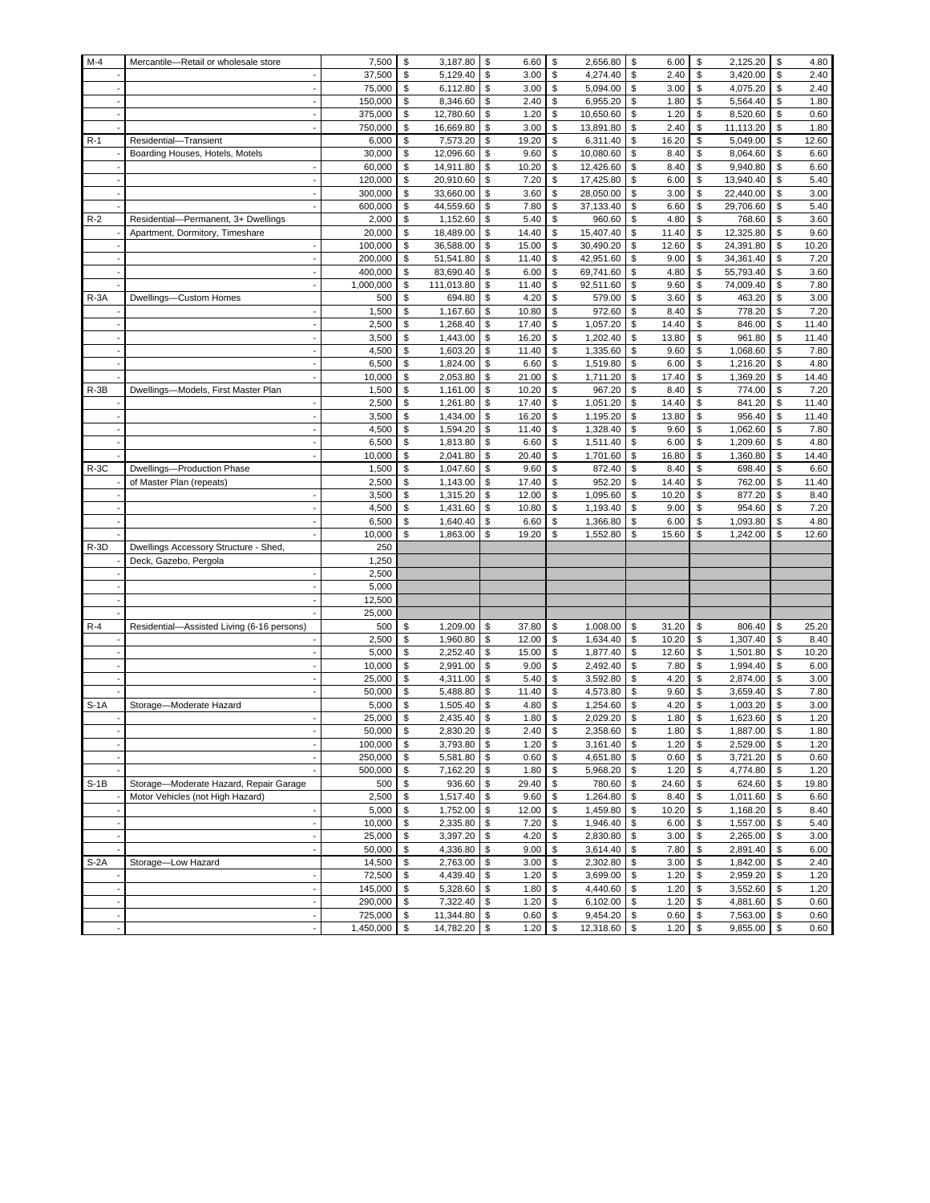| | | | | | | | | |
|---|---|---|---|---|---|---|---|---|
| M-4 | Mercantile—Retail or wholesale store | 7,500 | $ 3,187.80 | $ 6.60 | $ 2,656.80 | $ 6.00 | $ 2,125.20 | $ 4.80 |
| - | - | 37,500 | $ 5,129.40 | $ 3.00 | $ 4,274.40 | $ 2.40 | $ 3,420.00 | $ 2.40 |
| - | - | 75,000 | $ 6,112.80 | $ 3.00 | $ 5,094.00 | $ 3.00 | $ 4,075.20 | $ 2.40 |
| - | - | 150,000 | $ 8,346.60 | $ 2.40 | $ 6,955.20 | $ 1.80 | $ 5,564.40 | $ 1.80 |
| - | - | 375,000 | $ 12,780.60 | $ 1.20 | $ 10,650.60 | $ 1.20 | $ 8,520.60 | $ 0.60 |
| - | - | 750,000 | $ 16,669.80 | $ 3.00 | $ 13,891.80 | $ 2.40 | $ 11,113.20 | $ 1.80 |
| R-1 | Residential—Transient | 6,000 | $ 7,573.20 | $ 19.20 | $ 6,311.40 | $ 16.20 | $ 5,049.00 | $ 12.60 |
| - | Boarding Houses, Hotels, Motels | 30,000 | $ 12,096.60 | $ 9.60 | $ 10,080.60 | $ 8.40 | $ 8,064.60 | $ 6.60 |
| - | - | 60,000 | $ 14,911.80 | $ 10.20 | $ 12,426.60 | $ 8.40 | $ 9,940.80 | $ 6.60 |
| - | - | 120,000 | $ 20,910.60 | $ 7.20 | $ 17,425.80 | $ 6.00 | $ 13,940.40 | $ 5.40 |
| - | - | 300,000 | $ 33,660.00 | $ 3.60 | $ 28,050.00 | $ 3.00 | $ 22,440.00 | $ 3.00 |
| - | - | 600,000 | $ 44,559.60 | $ 7.80 | $ 37,133.40 | $ 6.60 | $ 29,706.60 | $ 5.40 |
| R-2 | Residential—Permanent, 3+ Dwellings | 2,000 | $ 1,152.60 | $ 5.40 | $ 960.60 | $ 4.80 | $ 768.60 | $ 3.60 |
| - | Apartment, Dormitory, Timeshare | 20,000 | $ 18,489.00 | $ 14.40 | $ 15,407.40 | $ 11.40 | $ 12,325.80 | $ 9.60 |
| - | - | 100,000 | $ 36,588.00 | $ 15.00 | $ 30,490.20 | $ 12.60 | $ 24,391.80 | $ 10.20 |
| - | - | 200,000 | $ 51,541.80 | $ 11.40 | $ 42,951.60 | $ 9.00 | $ 34,361.40 | $ 7.20 |
| - | - | 400,000 | $ 83,690.40 | $ 6.00 | $ 69,741.60 | $ 4.80 | $ 55,793.40 | $ 3.60 |
| - | - | 1,000,000 | $ 111,013.80 | $ 11.40 | $ 92,511.60 | $ 9.60 | $ 74,009.40 | $ 7.80 |
| R-3A | Dwellings—Custom Homes | 500 | $ 694.80 | $ 4.20 | $ 579.00 | $ 3.60 | $ 463.20 | $ 3.00 |
| - | - | 1,500 | $ 1,167.60 | $ 10.80 | $ 972.60 | $ 8.40 | $ 778.20 | $ 7.20 |
| - | - | 2,500 | $ 1,268.40 | $ 17.40 | $ 1,057.20 | $ 14.40 | $ 846.00 | $ 11.40 |
| - | - | 3,500 | $ 1,443.00 | $ 16.20 | $ 1,202.40 | $ 13.80 | $ 961.80 | $ 11.40 |
| - | - | 4,500 | $ 1,603.20 | $ 11.40 | $ 1,335.60 | $ 9.60 | $ 1,068.60 | $ 7.80 |
| - | - | 6,500 | $ 1,824.00 | $ 6.60 | $ 1,519.80 | $ 6.00 | $ 1,216.20 | $ 4.80 |
| - | - | 10,000 | $ 2,053.80 | $ 21.00 | $ 1,711.20 | $ 17.40 | $ 1,369.20 | $ 14.40 |
| R-3B | Dwellings—Models, First Master Plan | 1,500 | $ 1,161.00 | $ 10.20 | $ 967.20 | $ 8.40 | $ 774.00 | $ 7.20 |
| - | - | 2,500 | $ 1,261.80 | $ 17.40 | $ 1,051.20 | $ 14.40 | $ 841.20 | $ 11.40 |
| - | - | 3,500 | $ 1,434.00 | $ 16.20 | $ 1,195.20 | $ 13.80 | $ 956.40 | $ 11.40 |
| - | - | 4,500 | $ 1,594.20 | $ 11.40 | $ 1,328.40 | $ 9.60 | $ 1,062.60 | $ 7.80 |
| - | - | 6,500 | $ 1,813.80 | $ 6.60 | $ 1,511.40 | $ 6.00 | $ 1,209.60 | $ 4.80 |
| - | - | 10,000 | $ 2,041.80 | $ 20.40 | $ 1,701.60 | $ 16.80 | $ 1,360.80 | $ 14.40 |
| R-3C | Dwellings—Production Phase | 1,500 | $ 1,047.60 | $ 9.60 | $ 872.40 | $ 8.40 | $ 698.40 | $ 6.60 |
| - | of Master Plan (repeats) | 2,500 | $ 1,143.00 | $ 17.40 | $ 952.20 | $ 14.40 | $ 762.00 | $ 11.40 |
| - | - | 3,500 | $ 1,315.20 | $ 12.00 | $ 1,095.60 | $ 10.20 | $ 877.20 | $ 8.40 |
| - | - | 4,500 | $ 1,431.60 | $ 10.80 | $ 1,193.40 | $ 9.00 | $ 954.60 | $ 7.20 |
| - | - | 6,500 | $ 1,640.40 | $ 6.60 | $ 1,366.80 | $ 6.00 | $ 1,093.80 | $ 4.80 |
| - | - | 10,000 | $ 1,863.00 | $ 19.20 | $ 1,552.80 | $ 15.60 | $ 1,242.00 | $ 12.60 |
| R-3D | Dwellings Accessory Structure - Shed, | 250 | | | | | | |
| - | Deck, Gazebo, Pergola | 1,250 | | | | | | |
| - | - | 2,500 | | | | | | |
| - | - | 5,000 | | | | | | |
| - | - | 12,500 | | | | | | |
| - | - | 25,000 | | | | | | |
| R-4 | Residential—Assisted Living (6-16 persons) | 500 | $ 1,209.00 | $ 37.80 | $ 1,008.00 | $ 31.20 | $ 806.40 | $ 25.20 |
| - | - | 2,500 | $ 1,960.80 | $ 12.00 | $ 1,634.40 | $ 10.20 | $ 1,307.40 | $ 8.40 |
| - | - | 5,000 | $ 2,252.40 | $ 15.00 | $ 1,877.40 | $ 12.60 | $ 1,501.80 | $ 10.20 |
| - | - | 10,000 | $ 2,991.00 | $ 9.00 | $ 2,492.40 | $ 7.80 | $ 1,994.40 | $ 6.00 |
| - | - | 25,000 | $ 4,311.00 | $ 5.40 | $ 3,592.80 | $ 4.20 | $ 2,874.00 | $ 3.00 |
| - | - | 50,000 | $ 5,488.80 | $ 11.40 | $ 4,573.80 | $ 9.60 | $ 3,659.40 | $ 7.80 |
| S-1A | Storage—Moderate Hazard | 5,000 | $ 1,505.40 | $ 4.80 | $ 1,254.60 | $ 4.20 | $ 1,003.20 | $ 3.00 |
| - | - | 25,000 | $ 2,435.40 | $ 1.80 | $ 2,029.20 | $ 1.80 | $ 1,623.60 | $ 1.20 |
| - | - | 50,000 | $ 2,830.20 | $ 2.40 | $ 2,358.60 | $ 1.80 | $ 1,887.00 | $ 1.80 |
| - | - | 100,000 | $ 3,793.80 | $ 1.20 | $ 3,161.40 | $ 1.20 | $ 2,529.00 | $ 1.20 |
| - | - | 250,000 | $ 5,581.80 | $ 0.60 | $ 4,651.80 | $ 0.60 | $ 3,721.20 | $ 0.60 |
| - | - | 500,000 | $ 7,162.20 | $ 1.80 | $ 5,968.20 | $ 1.20 | $ 4,774.80 | $ 1.20 |
| S-1B | Storage—Moderate Hazard, Repair Garage | 500 | $ 936.60 | $ 29.40 | $ 780.60 | $ 24.60 | $ 624.60 | $ 19.80 |
| - | Motor Vehicles (not High Hazard) | 2,500 | $ 1,517.40 | $ 9.60 | $ 1,264.80 | $ 8.40 | $ 1,011.60 | $ 6.60 |
| - | - | 5,000 | $ 1,752.00 | $ 12.00 | $ 1,459.80 | $ 10.20 | $ 1,168.20 | $ 8.40 |
| - | - | 10,000 | $ 2,335.80 | $ 7.20 | $ 1,946.40 | $ 6.00 | $ 1,557.00 | $ 5.40 |
| - | - | 25,000 | $ 3,397.20 | $ 4.20 | $ 2,830.80 | $ 3.00 | $ 2,265.00 | $ 3.00 |
| - | - | 50,000 | $ 4,336.80 | $ 9.00 | $ 3,614.40 | $ 7.80 | $ 2,891.40 | $ 6.00 |
| S-2A | Storage—Low Hazard | 14,500 | $ 2,763.00 | $ 3.00 | $ 2,302.80 | $ 3.00 | $ 1,842.00 | $ 2.40 |
| - | - | 72,500 | $ 4,439.40 | $ 1.20 | $ 3,699.00 | $ 1.20 | $ 2,959.20 | $ 1.20 |
| - | - | 145,000 | $ 5,328.60 | $ 1.80 | $ 4,440.60 | $ 1.20 | $ 3,552.60 | $ 1.20 |
| - | - | 290,000 | $ 7,322.40 | $ 1.20 | $ 6,102.00 | $ 1.20 | $ 4,881.60 | $ 0.60 |
| - | - | 725,000 | $ 11,344.80 | $ 0.60 | $ 9,454.20 | $ 0.60 | $ 7,563.00 | $ 0.60 |
| - | - | 1,450,000 | $ 14,782.20 | $ 1.20 | $ 12,318.60 | $ 1.20 | $ 9,855.00 | $ 0.60 |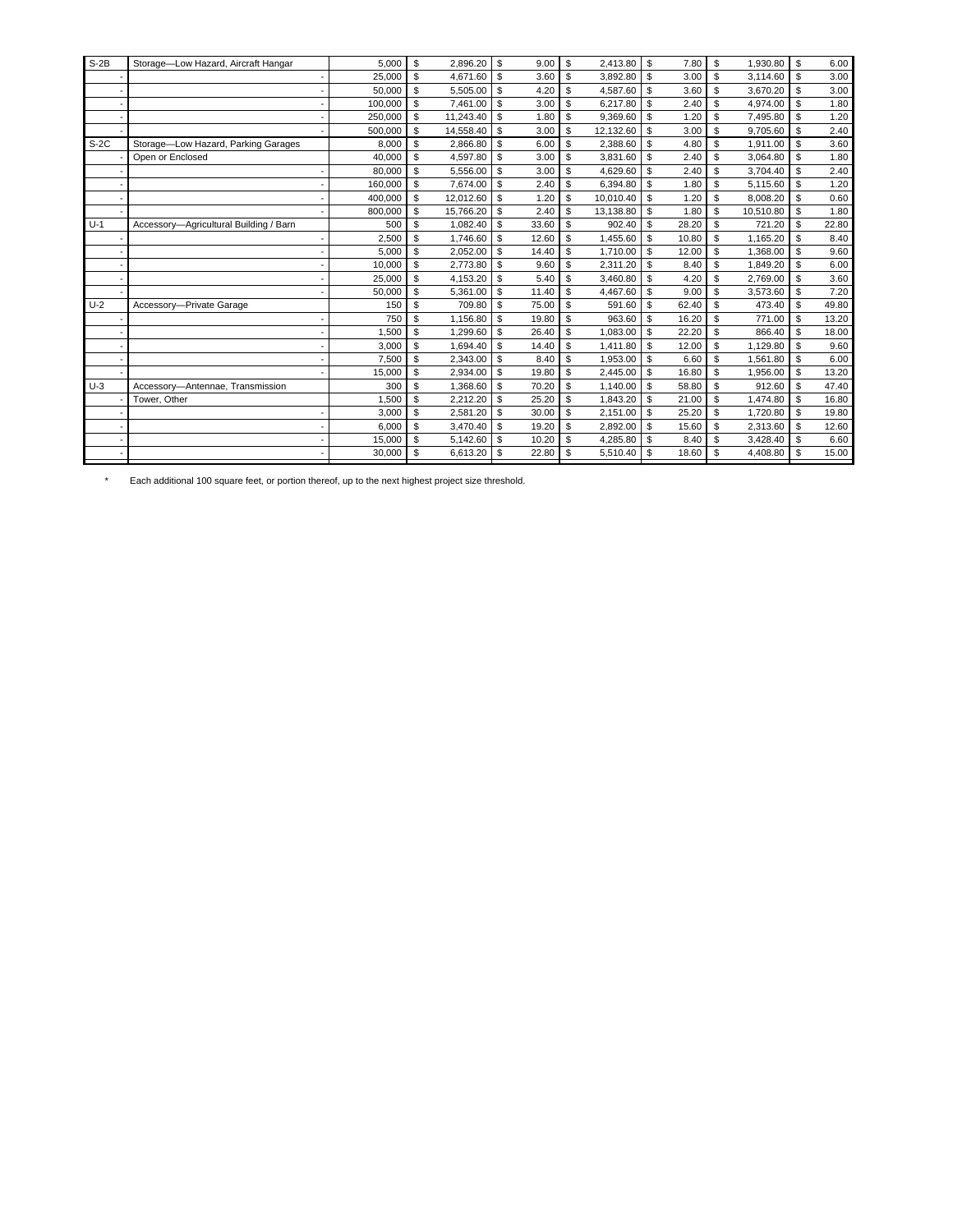| | | | | | | | | | | | | | |
|---|---|---|---|---|---|---|---|---|---|---|---|---|---|
| S-2B | Storage—Low Hazard, Aircraft Hangar | 5,000 | $ | 2,896.20 | $ | 9.00 | $ | 2,413.80 | $ | 7.80 | $ | 1,930.80 | $ 6.00 |
| - | - | 25,000 | $ | 4,671.60 | $ | 3.60 | $ | 3,892.80 | $ | 3.00 | $ | 3,114.60 | $ 3.00 |
| - | - | 50,000 | $ | 5,505.00 | $ | 4.20 | $ | 4,587.60 | $ | 3.60 | $ | 3,670.20 | $ 3.00 |
| - | - | 100,000 | $ | 7,461.00 | $ | 3.00 | $ | 6,217.80 | $ | 2.40 | $ | 4,974.00 | $ 1.80 |
| - | - | 250,000 | $ | 11,243.40 | $ | 1.80 | $ | 9,369.60 | $ | 1.20 | $ | 7,495.80 | $ 1.20 |
| - | - | 500,000 | $ | 14,558.40 | $ | 3.00 | $ | 12,132.60 | $ | 3.00 | $ | 9,705.60 | $ 2.40 |
| S-2C | Storage—Low Hazard, Parking Garages | 8,000 | $ | 2,866.80 | $ | 6.00 | $ | 2,388.60 | $ | 4.80 | $ | 1,911.00 | $ 3.60 |
| - | Open or Enclosed | 40,000 | $ | 4,597.80 | $ | 3.00 | $ | 3,831.60 | $ | 2.40 | $ | 3,064.80 | $ 1.80 |
| - | - | 80,000 | $ | 5,556.00 | $ | 3.00 | $ | 4,629.60 | $ | 2.40 | $ | 3,704.40 | $ 2.40 |
| - | - | 160,000 | $ | 7,674.00 | $ | 2.40 | $ | 6,394.80 | $ | 1.80 | $ | 5,115.60 | $ 1.20 |
| - | - | 400,000 | $ | 12,012.60 | $ | 1.20 | $ | 10,010.40 | $ | 1.20 | $ | 8,008.20 | $ 0.60 |
| - | - | 800,000 | $ | 15,766.20 | $ | 2.40 | $ | 13,138.80 | $ | 1.80 | $ | 10,510.80 | $ 1.80 |
| U-1 | Accessory—Agricultural Building / Barn | 500 | $ | 1,082.40 | $ | 33.60 | $ | 902.40 | $ | 28.20 | $ | 721.20 | $ 22.80 |
| - | - | 2,500 | $ | 1,746.60 | $ | 12.60 | $ | 1,455.60 | $ | 10.80 | $ | 1,165.20 | $ 8.40 |
| - | - | 5,000 | $ | 2,052.00 | $ | 14.40 | $ | 1,710.00 | $ | 12.00 | $ | 1,368.00 | $ 9.60 |
| - | - | 10,000 | $ | 2,773.80 | $ | 9.60 | $ | 2,311.20 | $ | 8.40 | $ | 1,849.20 | $ 6.00 |
| - | - | 25,000 | $ | 4,153.20 | $ | 5.40 | $ | 3,460.80 | $ | 4.20 | $ | 2,769.00 | $ 3.60 |
| - | - | 50,000 | $ | 5,361.00 | $ | 11.40 | $ | 4,467.60 | $ | 9.00 | $ | 3,573.60 | $ 7.20 |
| U-2 | Accessory—Private Garage | 150 | $ | 709.80 | $ | 75.00 | $ | 591.60 | $ | 62.40 | $ | 473.40 | $ 49.80 |
| - | - | 750 | $ | 1,156.80 | $ | 19.80 | $ | 963.60 | $ | 16.20 | $ | 771.00 | $ 13.20 |
| - | - | 1,500 | $ | 1,299.60 | $ | 26.40 | $ | 1,083.00 | $ | 22.20 | $ | 866.40 | $ 18.00 |
| - | - | 3,000 | $ | 1,694.40 | $ | 14.40 | $ | 1,411.80 | $ | 12.00 | $ | 1,129.80 | $ 9.60 |
| - | - | 7,500 | $ | 2,343.00 | $ | 8.40 | $ | 1,953.00 | $ | 6.60 | $ | 1,561.80 | $ 6.00 |
| - | - | 15,000 | $ | 2,934.00 | $ | 19.80 | $ | 2,445.00 | $ | 16.80 | $ | 1,956.00 | $ 13.20 |
| U-3 | Accessory—Antennae, Transmission | 300 | $ | 1,368.60 | $ | 70.20 | $ | 1,140.00 | $ | 58.80 | $ | 912.60 | $ 47.40 |
| - | Tower, Other | 1,500 | $ | 2,212.20 | $ | 25.20 | $ | 1,843.20 | $ | 21.00 | $ | 1,474.80 | $ 16.80 |
| - | - | 3,000 | $ | 2,581.20 | $ | 30.00 | $ | 2,151.00 | $ | 25.20 | $ | 1,720.80 | $ 19.80 |
| - | - | 6,000 | $ | 3,470.40 | $ | 19.20 | $ | 2,892.00 | $ | 15.60 | $ | 2,313.60 | $ 12.60 |
| - | - | 15,000 | $ | 5,142.60 | $ | 10.20 | $ | 4,285.80 | $ | 8.40 | $ | 3,428.40 | $ 6.60 |
| - | - | 30,000 | $ | 6,613.20 | $ | 22.80 | $ | 5,510.40 | $ | 18.60 | $ | 4,408.80 | $ 15.00 |

\* Each additional 100 square feet, or portion thereof, up to the next highest project size threshold.